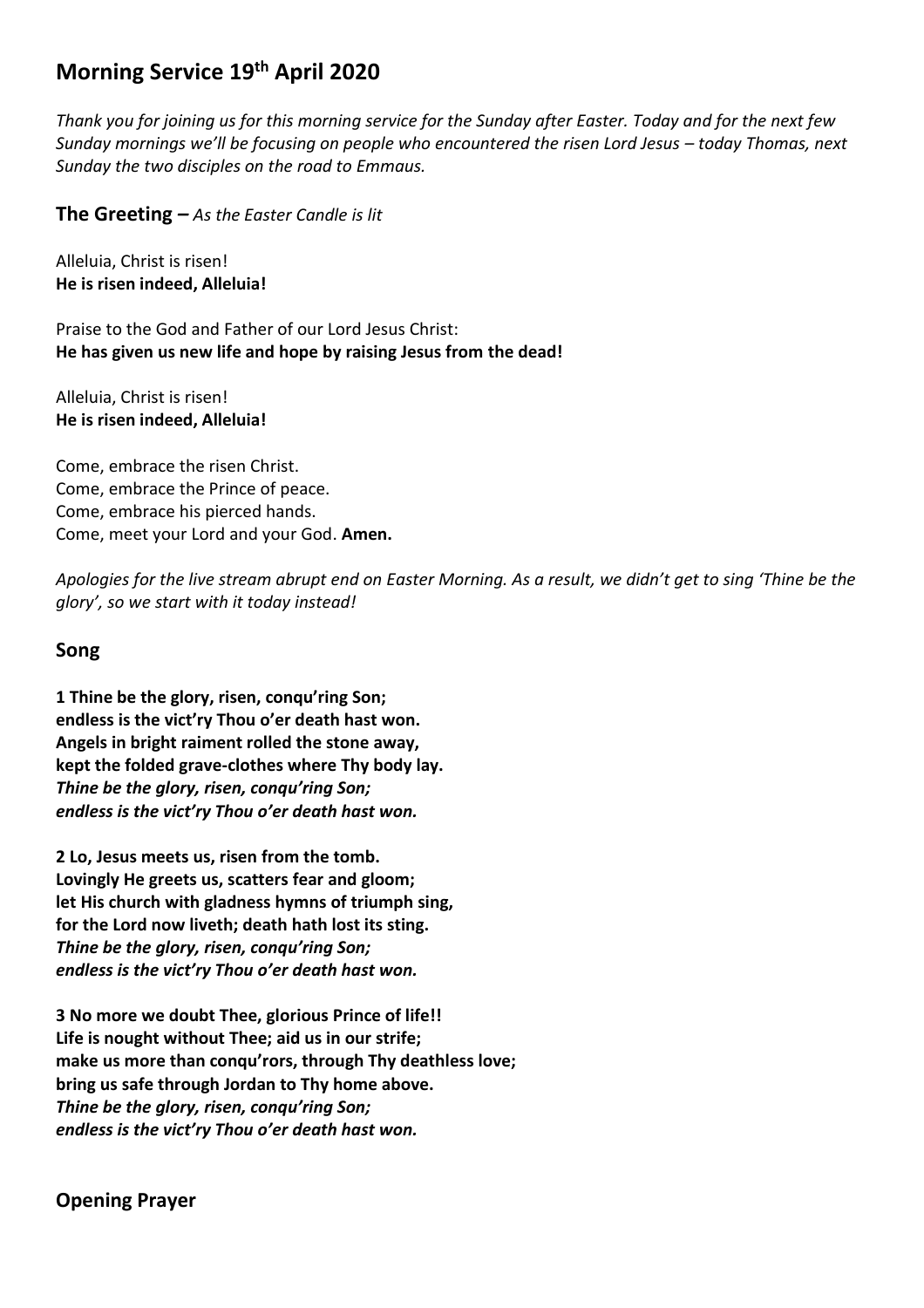# Morning Service 19th April 2020

*Thank you for joining us for this morning service for the Sunday after Easter. Today and for the next few Sunday mornings we'll be focusing on people who encountered the risen Lord Jesus – today Thomas, next Sunday the two disciples on the road to Emmaus.*

## The Greeting – *As the Easter Candle is lit*

Alleluia, Christ is risen!
**He is risen indeed, Alleluia!**

Praise to the God and Father of our Lord Jesus Christ:
**He has given us new life and hope by raising Jesus from the dead!**

Alleluia, Christ is risen!
**He is risen indeed, Alleluia!**

Come, embrace the risen Christ.
Come, embrace the Prince of peace.
Come, embrace his pierced hands.
Come, meet your Lord and your God. **Amen.**

*Apologies for the live stream abrupt end on Easter Morning. As a result, we didn't get to sing 'Thine be the glory', so we start with it today instead!*

## Song

**1 Thine be the glory, risen, conqu'ring Son;
endless is the vict'ry Thou o'er death hast won.
Angels in bright raiment rolled the stone away,
kept the folded grave-clothes where Thy body lay.**
***Thine be the glory, risen, conqu'ring Son;
endless is the vict'ry Thou o'er death hast won.***

**2 Lo, Jesus meets us, risen from the tomb.
Lovingly He greets us, scatters fear and gloom;
let His church with gladness hymns of triumph sing,
for the Lord now liveth; death hath lost its sting.**
***Thine be the glory, risen, conqu'ring Son;
endless is the vict'ry Thou o'er death hast won.***

**3 No more we doubt Thee, glorious Prince of life!!
Life is nought without Thee; aid us in our strife;
make us more than conqu'rors, through Thy deathless love;
bring us safe through Jordan to Thy home above.**
***Thine be the glory, risen, conqu'ring Son;
endless is the vict'ry Thou o'er death hast won.***

## Opening Prayer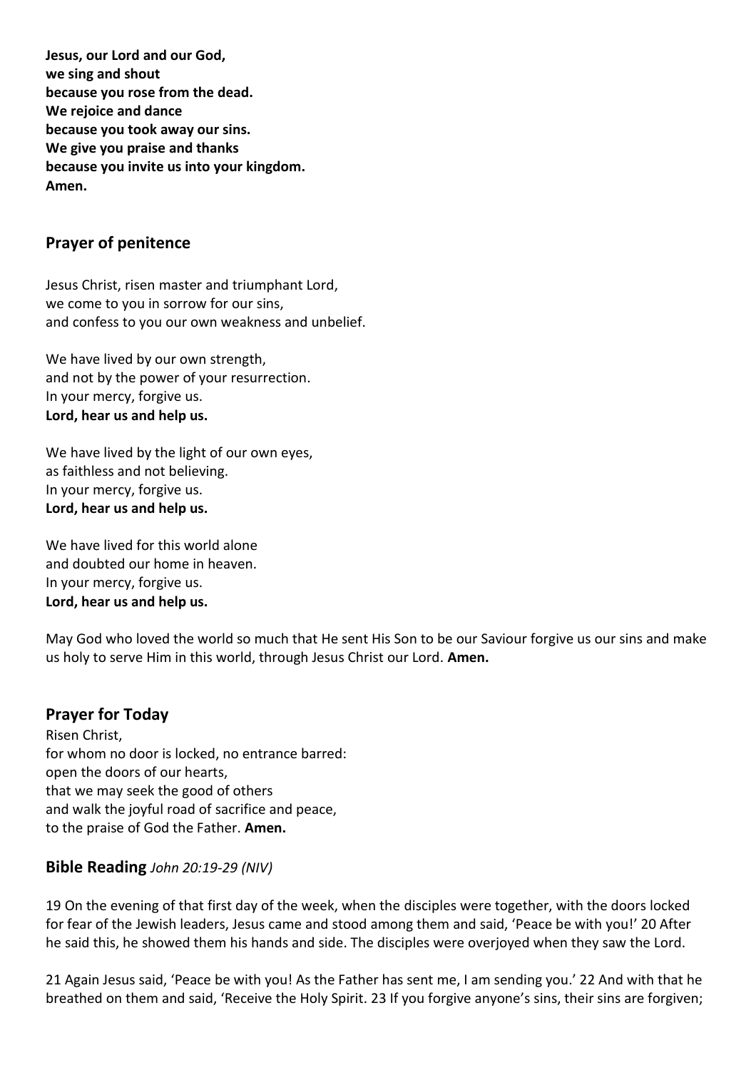**Jesus, our Lord and our God,**
**we sing and shout**
**because you rose from the dead.**
**We rejoice and dance**
**because you took away our sins.**
**We give you praise and thanks**
**because you invite us into your kingdom.**
**Amen.**

## Prayer of penitence

Jesus Christ, risen master and triumphant Lord,
we come to you in sorrow for our sins,
and confess to you our own weakness and unbelief.

We have lived by our own strength,
and not by the power of your resurrection.
In your mercy, forgive us.
**Lord, hear us and help us.**

We have lived by the light of our own eyes,
as faithless and not believing.
In your mercy, forgive us.
**Lord, hear us and help us.**

We have lived for this world alone
and doubted our home in heaven.
In your mercy, forgive us.
**Lord, hear us and help us.**

May God who loved the world so much that He sent His Son to be our Saviour forgive us our sins and make us holy to serve Him in this world, through Jesus Christ our Lord. **Amen.**

## Prayer for Today

Risen Christ,
for whom no door is locked, no entrance barred:
open the doors of our hearts,
that we may seek the good of others
and walk the joyful road of sacrifice and peace,
to the praise of God the Father. **Amen.**

## Bible Reading *John 20:19-29 (NIV)*

19 On the evening of that first day of the week, when the disciples were together, with the doors locked for fear of the Jewish leaders, Jesus came and stood among them and said, 'Peace be with you!' 20 After he said this, he showed them his hands and side. The disciples were overjoyed when they saw the Lord.

21 Again Jesus said, 'Peace be with you! As the Father has sent me, I am sending you.' 22 And with that he breathed on them and said, 'Receive the Holy Spirit. 23 If you forgive anyone's sins, their sins are forgiven;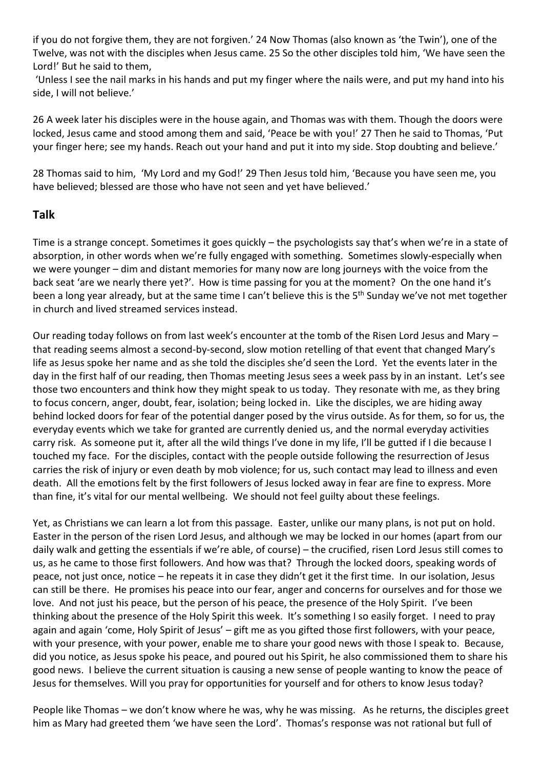if you do not forgive them, they are not forgiven.' 24 Now Thomas (also known as 'the Twin'), one of the Twelve, was not with the disciples when Jesus came. 25 So the other disciples told him, 'We have seen the Lord!' But he said to them,

'Unless I see the nail marks in his hands and put my finger where the nails were, and put my hand into his side, I will not believe.'

26 A week later his disciples were in the house again, and Thomas was with them. Though the doors were locked, Jesus came and stood among them and said, 'Peace be with you!' 27 Then he said to Thomas, 'Put your finger here; see my hands. Reach out your hand and put it into my side. Stop doubting and believe.'

28 Thomas said to him, 'My Lord and my God!' 29 Then Jesus told him, 'Because you have seen me, you have believed; blessed are those who have not seen and yet have believed.'

## Talk

Time is a strange concept. Sometimes it goes quickly – the psychologists say that's when we're in a state of absorption, in other words when we're fully engaged with something. Sometimes slowly-especially when we were younger – dim and distant memories for many now are long journeys with the voice from the back seat 'are we nearly there yet?'. How is time passing for you at the moment? On the one hand it's been a long year already, but at the same time I can't believe this is the 5th Sunday we've not met together in church and lived streamed services instead.

Our reading today follows on from last week's encounter at the tomb of the Risen Lord Jesus and Mary – that reading seems almost a second-by-second, slow motion retelling of that event that changed Mary's life as Jesus spoke her name and as she told the disciples she'd seen the Lord. Yet the events later in the day in the first half of our reading, then Thomas meeting Jesus sees a week pass by in an instant. Let's see those two encounters and think how they might speak to us today. They resonate with me, as they bring to focus concern, anger, doubt, fear, isolation; being locked in. Like the disciples, we are hiding away behind locked doors for fear of the potential danger posed by the virus outside. As for them, so for us, the everyday events which we take for granted are currently denied us, and the normal everyday activities carry risk. As someone put it, after all the wild things I've done in my life, I'll be gutted if I die because I touched my face. For the disciples, contact with the people outside following the resurrection of Jesus carries the risk of injury or even death by mob violence; for us, such contact may lead to illness and even death. All the emotions felt by the first followers of Jesus locked away in fear are fine to express. More than fine, it's vital for our mental wellbeing. We should not feel guilty about these feelings.

Yet, as Christians we can learn a lot from this passage. Easter, unlike our many plans, is not put on hold. Easter in the person of the risen Lord Jesus, and although we may be locked in our homes (apart from our daily walk and getting the essentials if we're able, of course) – the crucified, risen Lord Jesus still comes to us, as he came to those first followers. And how was that? Through the locked doors, speaking words of peace, not just once, notice – he repeats it in case they didn't get it the first time. In our isolation, Jesus can still be there. He promises his peace into our fear, anger and concerns for ourselves and for those we love. And not just his peace, but the person of his peace, the presence of the Holy Spirit. I've been thinking about the presence of the Holy Spirit this week. It's something I so easily forget. I need to pray again and again 'come, Holy Spirit of Jesus' – gift me as you gifted those first followers, with your peace, with your presence, with your power, enable me to share your good news with those I speak to. Because, did you notice, as Jesus spoke his peace, and poured out his Spirit, he also commissioned them to share his good news. I believe the current situation is causing a new sense of people wanting to know the peace of Jesus for themselves. Will you pray for opportunities for yourself and for others to know Jesus today?

People like Thomas – we don't know where he was, why he was missing. As he returns, the disciples greet him as Mary had greeted them 'we have seen the Lord'. Thomas's response was not rational but full of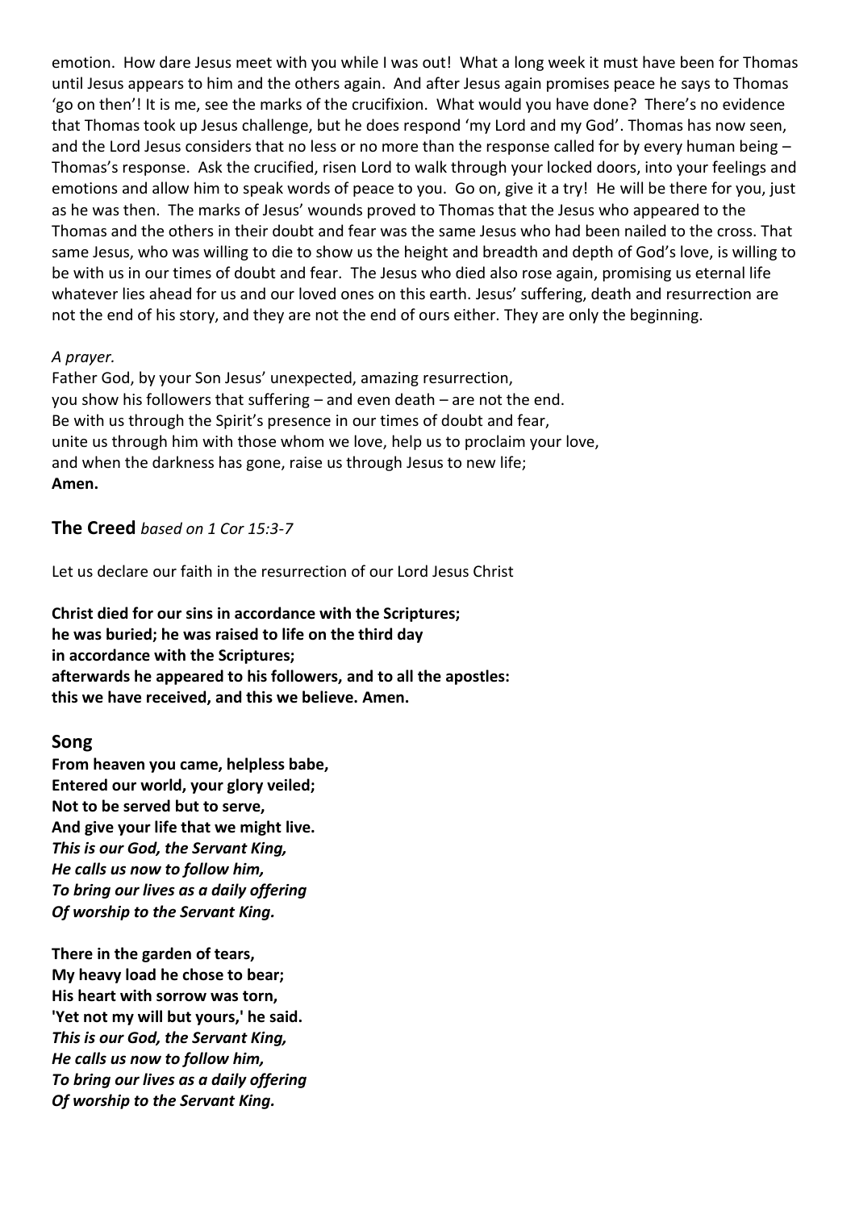emotion. How dare Jesus meet with you while I was out! What a long week it must have been for Thomas until Jesus appears to him and the others again. And after Jesus again promises peace he says to Thomas 'go on then'! It is me, see the marks of the crucifixion. What would you have done? There's no evidence that Thomas took up Jesus challenge, but he does respond 'my Lord and my God'. Thomas has now seen, and the Lord Jesus considers that no less or no more than the response called for by every human being – Thomas's response. Ask the crucified, risen Lord to walk through your locked doors, into your feelings and emotions and allow him to speak words of peace to you. Go on, give it a try! He will be there for you, just as he was then. The marks of Jesus' wounds proved to Thomas that the Jesus who appeared to the Thomas and the others in their doubt and fear was the same Jesus who had been nailed to the cross. That same Jesus, who was willing to die to show us the height and breadth and depth of God's love, is willing to be with us in our times of doubt and fear. The Jesus who died also rose again, promising us eternal life whatever lies ahead for us and our loved ones on this earth. Jesus' suffering, death and resurrection are not the end of his story, and they are not the end of ours either. They are only the beginning.

*A prayer.*

Father God, by your Son Jesus' unexpected, amazing resurrection,
you show his followers that suffering – and even death – are not the end.
Be with us through the Spirit's presence in our times of doubt and fear,
unite us through him with those whom we love, help us to proclaim your love,
and when the darkness has gone, raise us through Jesus to new life;
**Amen.**

## The Creed *based on 1 Cor 15:3-7*

Let us declare our faith in the resurrection of our Lord Jesus Christ

**Christ died for our sins in accordance with the Scriptures;
he was buried; he was raised to life on the third day
in accordance with the Scriptures;
afterwards he appeared to his followers, and to all the apostles:
this we have received, and this we believe. Amen.**

## Song

**From heaven you came, helpless babe,
Entered our world, your glory veiled;
Not to be served but to serve,
And give your life that we might live.**
***This is our God, the Servant King,
He calls us now to follow him,
To bring our lives as a daily offering
Of worship to the Servant King.***

**There in the garden of tears,
My heavy load he chose to bear;
His heart with sorrow was torn,
'Yet not my will but yours,' he said.**
***This is our God, the Servant King,
He calls us now to follow him,
To bring our lives as a daily offering
Of worship to the Servant King.***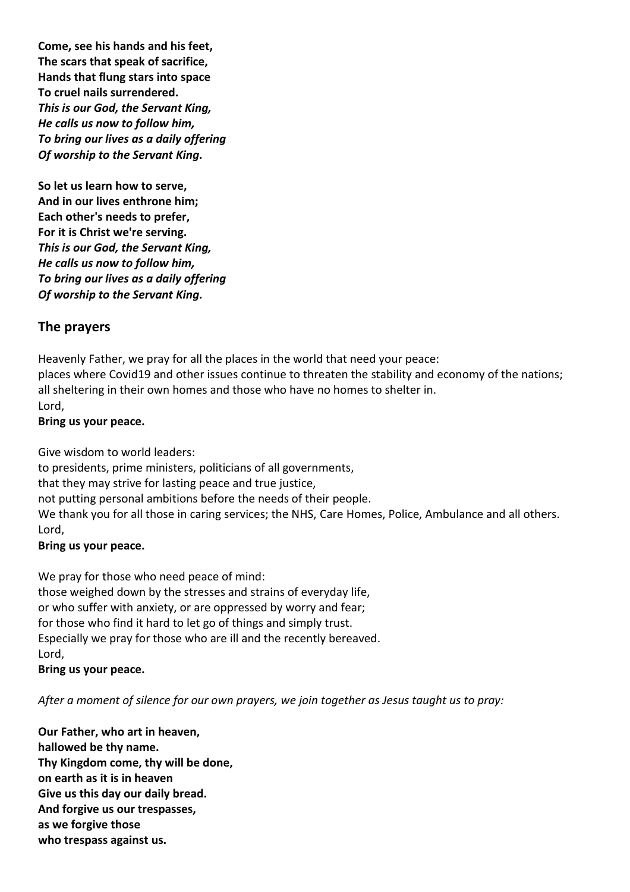**Come, see his hands and his feet,**
**The scars that speak of sacrifice,**
**Hands that flung stars into space**
**To cruel nails surrendered.**
***This is our God, the Servant King,***
***He calls us now to follow him,***
***To bring our lives as a daily offering***
***Of worship to the Servant King.***

**So let us learn how to serve,**
**And in our lives enthrone him;**
**Each other's needs to prefer,**
**For it is Christ we're serving.**
***This is our God, the Servant King,***
***He calls us now to follow him,***
***To bring our lives as a daily offering***
***Of worship to the Servant King.***

## The prayers

Heavenly Father, we pray for all the places in the world that need your peace:
places where Covid19 and other issues continue to threaten the stability and economy of the nations;
all sheltering in their own homes and those who have no homes to shelter in.
Lord,
**Bring us your peace.**

Give wisdom to world leaders:
to presidents, prime ministers, politicians of all governments,
that they may strive for lasting peace and true justice,
not putting personal ambitions before the needs of their people.
We thank you for all those in caring services; the NHS, Care Homes, Police, Ambulance and all others.
Lord,
**Bring us your peace.**

We pray for those who need peace of mind:
those weighed down by the stresses and strains of everyday life,
or who suffer with anxiety, or are oppressed by worry and fear;
for those who find it hard to let go of things and simply trust.
Especially we pray for those who are ill and the recently bereaved.
Lord,
**Bring us your peace.**

*After a moment of silence for our own prayers, we join together as Jesus taught us to pray:*

**Our Father, who art in heaven,**
**hallowed be thy name.**
**Thy Kingdom come, thy will be done,**
**on earth as it is in heaven**
**Give us this day our daily bread.**
**And forgive us our trespasses,**
**as we forgive those**
**who trespass against us.**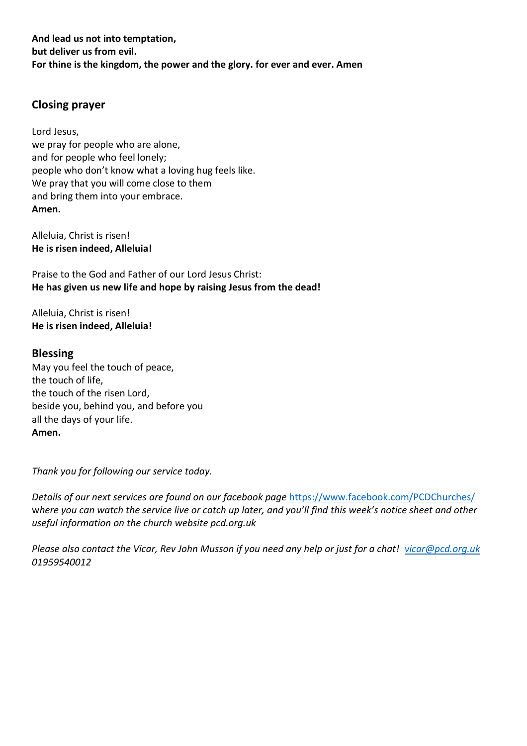**And lead us not into temptation,**
**but deliver us from evil.**
**For thine is the kingdom, the power and the glory. for ever and ever. Amen**

## Closing prayer

Lord Jesus,
we pray for people who are alone,
and for people who feel lonely;
people who don't know what a loving hug feels like.
We pray that you will come close to them
and bring them into your embrace.
**Amen.**

Alleluia, Christ is risen!
**He is risen indeed, Alleluia!**

Praise to the God and Father of our Lord Jesus Christ:
**He has given us new life and hope by raising Jesus from the dead!**

Alleluia, Christ is risen!
**He is risen indeed, Alleluia!**

## Blessing

May you feel the touch of peace,
the touch of life,
the touch of the risen Lord,
beside you, behind you, and before you
all the days of your life.
**Amen.**

*Thank you for following our service today.*

*Details of our next services are found on our facebook page* https://www.facebook.com/PCDChurches/ *where you can watch the service live or catch up later, and you'll find this week's notice sheet and other useful information on the church website pcd.org.uk*

*Please also contact the Vicar, Rev John Musson if you need any help or just for a chat! vicar@pcd.org.uk 01959540012*